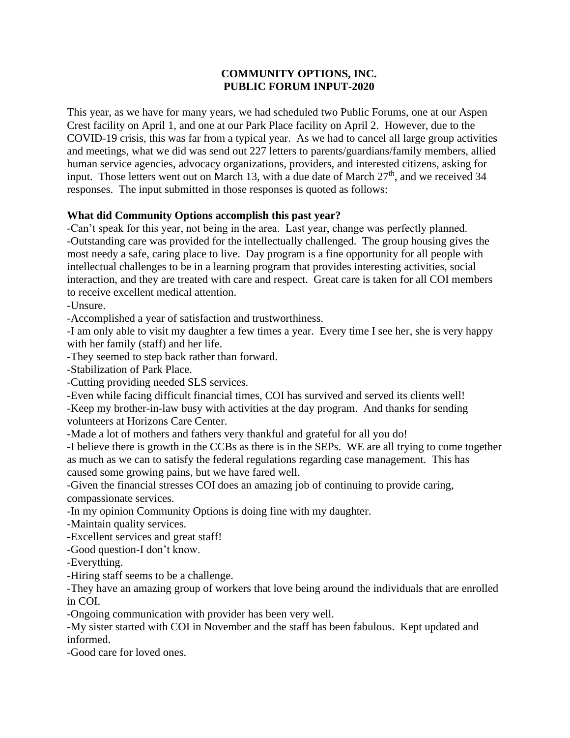**COMMUNITY OPTIONS, INC.**
**PUBLIC FORUM INPUT-2020**

This year, as we have for many years, we had scheduled two Public Forums, one at our Aspen Crest facility on April 1, and one at our Park Place facility on April 2. However, due to the COVID-19 crisis, this was far from a typical year. As we had to cancel all large group activities and meetings, what we did was send out 227 letters to parents/guardians/family members, allied human service agencies, advocacy organizations, providers, and interested citizens, asking for input. Those letters went out on March 13, with a due date of March 27th, and we received 34 responses. The input submitted in those responses is quoted as follows:

**What did Community Options accomplish this past year?**

-Can't speak for this year, not being in the area. Last year, change was perfectly planned.
-Outstanding care was provided for the intellectually challenged. The group housing gives the most needy a safe, caring place to live. Day program is a fine opportunity for all people with intellectual challenges to be in a learning program that provides interesting activities, social interaction, and they are treated with care and respect. Great care is taken for all COI members to receive excellent medical attention.
-Unsure.
-Accomplished a year of satisfaction and trustworthiness.
-I am only able to visit my daughter a few times a year. Every time I see her, she is very happy with her family (staff) and her life.
-They seemed to step back rather than forward.
-Stabilization of Park Place.
-Cutting providing needed SLS services.
-Even while facing difficult financial times, COI has survived and served its clients well!
-Keep my brother-in-law busy with activities at the day program. And thanks for sending volunteers at Horizons Care Center.
-Made a lot of mothers and fathers very thankful and grateful for all you do!
-I believe there is growth in the CCBs as there is in the SEPs. WE are all trying to come together as much as we can to satisfy the federal regulations regarding case management. This has caused some growing pains, but we have fared well.
-Given the financial stresses COI does an amazing job of continuing to provide caring, compassionate services.
-In my opinion Community Options is doing fine with my daughter.
-Maintain quality services.
-Excellent services and great staff!
-Good question-I don't know.
-Everything.
-Hiring staff seems to be a challenge.
-They have an amazing group of workers that love being around the individuals that are enrolled in COI.
-Ongoing communication with provider has been very well.
-My sister started with COI in November and the staff has been fabulous. Kept updated and informed.
-Good care for loved ones.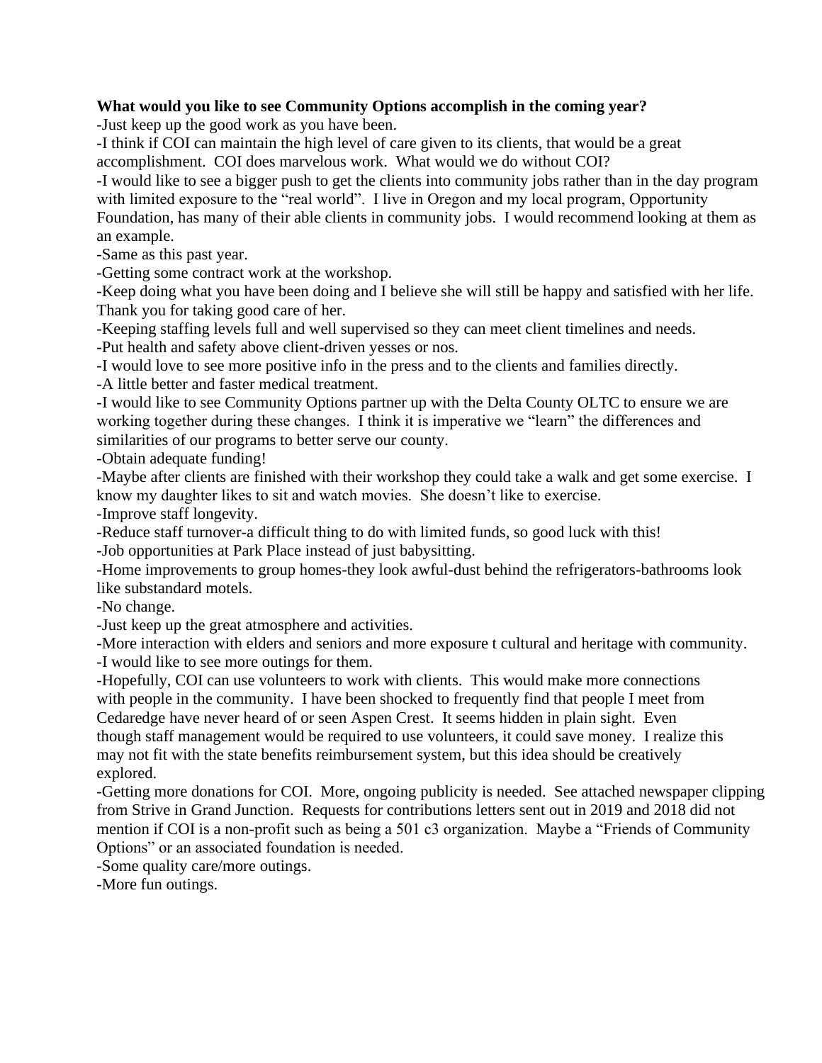**What would you like to see Community Options accomplish in the coming year?**

-Just keep up the good work as you have been.

-I think if COI can maintain the high level of care given to its clients, that would be a great accomplishment. COI does marvelous work. What would we do without COI?

-I would like to see a bigger push to get the clients into community jobs rather than in the day program with limited exposure to the "real world". I live in Oregon and my local program, Opportunity Foundation, has many of their able clients in community jobs. I would recommend looking at them as an example.

-Same as this past year.

-Getting some contract work at the workshop.

-Keep doing what you have been doing and I believe she will still be happy and satisfied with her life. Thank you for taking good care of her.

-Keeping staffing levels full and well supervised so they can meet client timelines and needs.

-Put health and safety above client-driven yesses or nos.

-I would love to see more positive info in the press and to the clients and families directly.

-A little better and faster medical treatment.

-I would like to see Community Options partner up with the Delta County OLTC to ensure we are working together during these changes. I think it is imperative we "learn" the differences and similarities of our programs to better serve our county.

-Obtain adequate funding!

-Maybe after clients are finished with their workshop they could take a walk and get some exercise. I know my daughter likes to sit and watch movies. She doesn't like to exercise.

-Improve staff longevity.

-Reduce staff turnover-a difficult thing to do with limited funds, so good luck with this!

-Job opportunities at Park Place instead of just babysitting.

-Home improvements to group homes-they look awful-dust behind the refrigerators-bathrooms look like substandard motels.

-No change.

-Just keep up the great atmosphere and activities.

-More interaction with elders and seniors and more exposure t cultural and heritage with community.

-I would like to see more outings for them.

-Hopefully, COI can use volunteers to work with clients. This would make more connections with people in the community. I have been shocked to frequently find that people I meet from Cedaredge have never heard of or seen Aspen Crest. It seems hidden in plain sight. Even though staff management would be required to use volunteers, it could save money. I realize this may not fit with the state benefits reimbursement system, but this idea should be creatively explored.

-Getting more donations for COI. More, ongoing publicity is needed. See attached newspaper clipping from Strive in Grand Junction. Requests for contributions letters sent out in 2019 and 2018 did not mention if COI is a non-profit such as being a 501 c3 organization. Maybe a "Friends of Community Options" or an associated foundation is needed.

-Some quality care/more outings.

-More fun outings.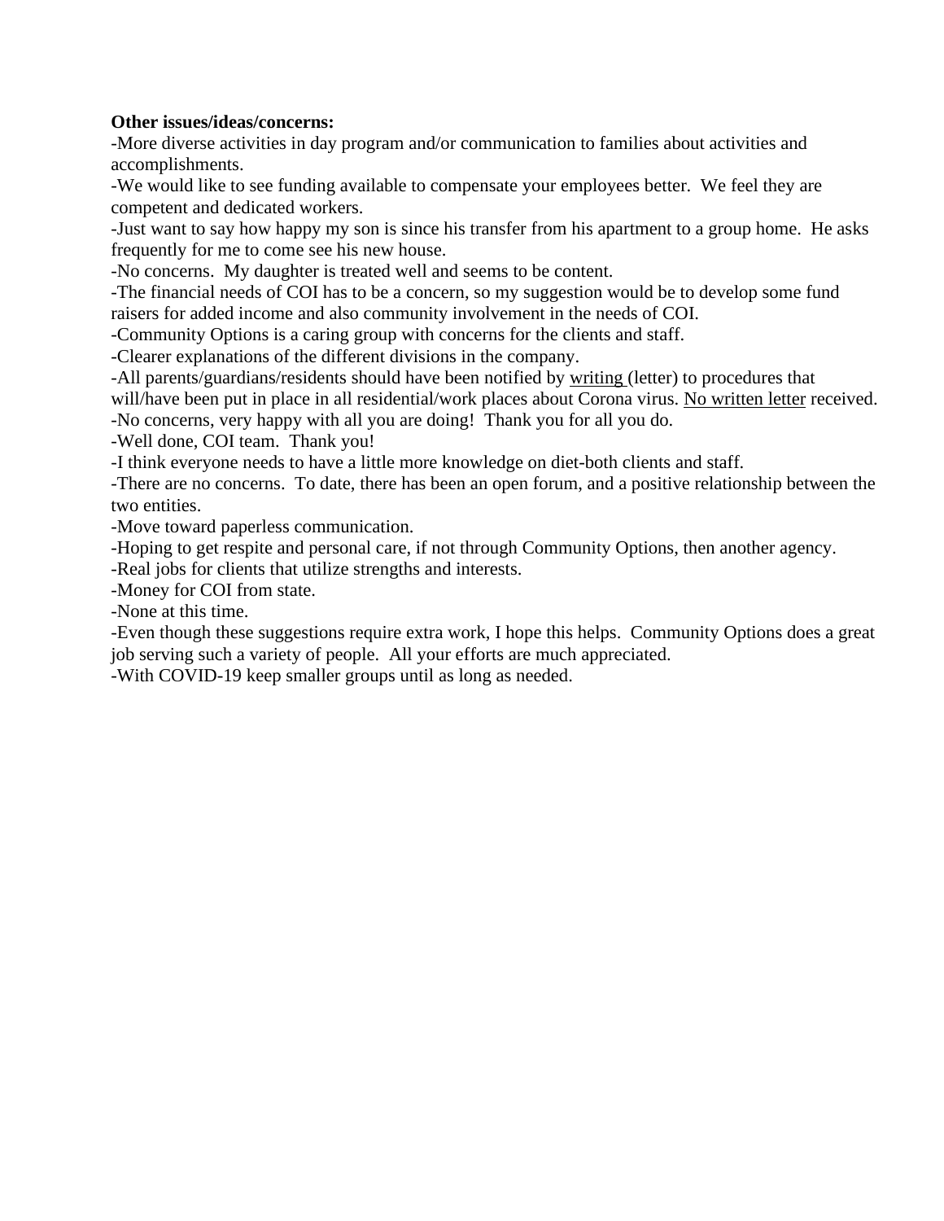**Other issues/ideas/concerns:**

-More diverse activities in day program and/or communication to families about activities and accomplishments.

-We would like to see funding available to compensate your employees better. We feel they are competent and dedicated workers.

-Just want to say how happy my son is since his transfer from his apartment to a group home. He asks frequently for me to come see his new house.

-No concerns. My daughter is treated well and seems to be content.

-The financial needs of COI has to be a concern, so my suggestion would be to develop some fund raisers for added income and also community involvement in the needs of COI.

-Community Options is a caring group with concerns for the clients and staff.

-Clearer explanations of the different divisions in the company.

-All parents/guardians/residents should have been notified by writing (letter) to procedures that will/have been put in place in all residential/work places about Corona virus. No written letter received.

-No concerns, very happy with all you are doing! Thank you for all you do.

-Well done, COI team. Thank you!

-I think everyone needs to have a little more knowledge on diet-both clients and staff.

-There are no concerns. To date, there has been an open forum, and a positive relationship between the two entities.

-Move toward paperless communication.

-Hoping to get respite and personal care, if not through Community Options, then another agency.

-Real jobs for clients that utilize strengths and interests.

-Money for COI from state.

-None at this time.

-Even though these suggestions require extra work, I hope this helps. Community Options does a great job serving such a variety of people. All your efforts are much appreciated.

-With COVID-19 keep smaller groups until as long as needed.